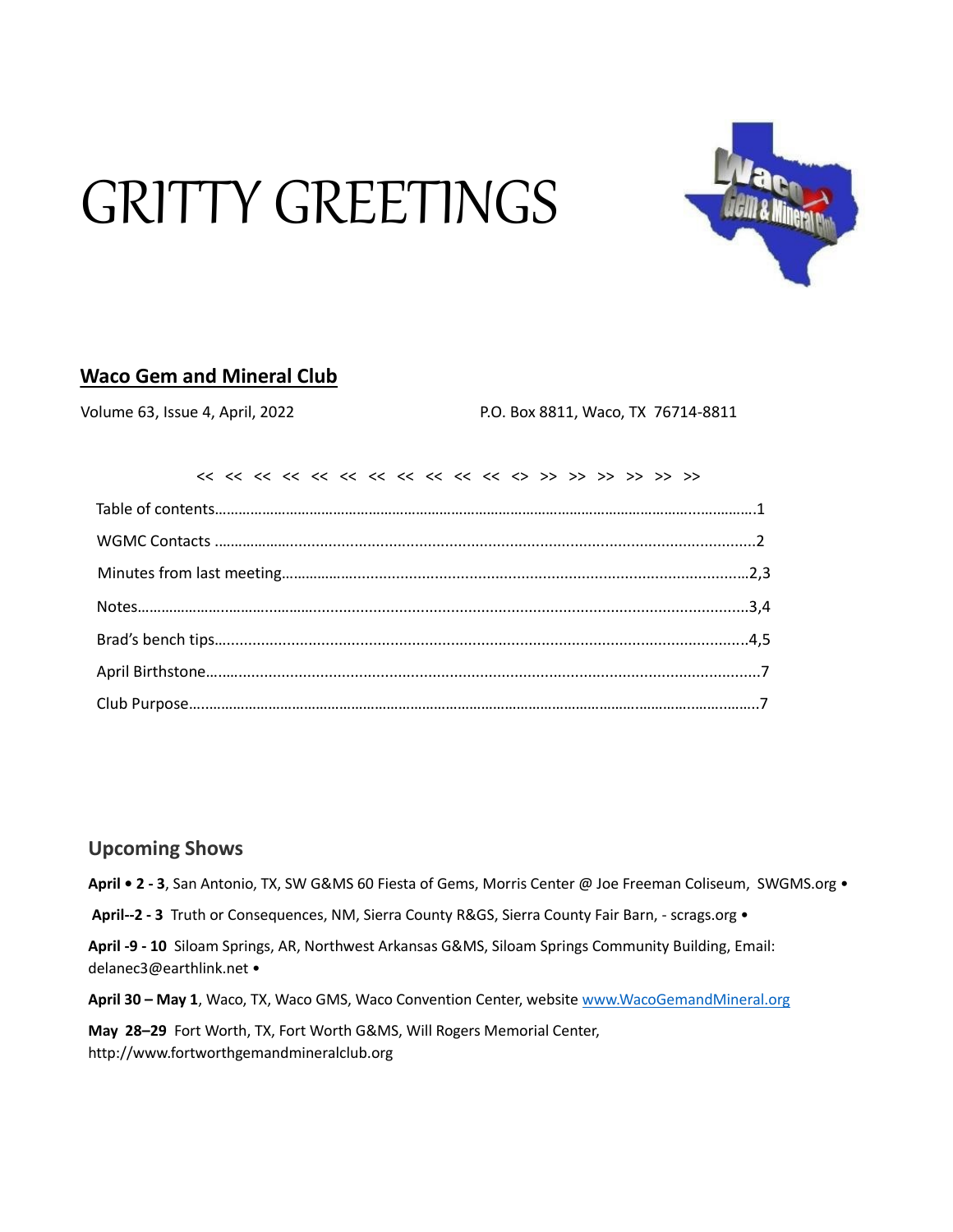# GRITTY GREETINGS

## Waco Gem and Mineral Club

Volume 63, Issue 4, April, 2022 P.O. Box 8811, Waco, TX 76714-8811

<< << << << << << << << << << << <> >> >> >> >> >> >>

Table of contents……………………………………………………………………………………………………….1

WGMC Contacts ……………………………………………………………………………………………………….2

Minutes from last meeting……………………………………………………………………………………2,3

Notes………………………………………………………………………………………………………………………3,4

Brad's bench tips………………………………………………………………………………………………….4,5

April Birthstone……………………………………………………………………………………………………….7

Club Purpose……………………………………………………………………………………………………………7

## Upcoming Shows

**April • 2 - 3**, San Antonio, TX, SW G&MS 60 Fiesta of Gems, Morris Center @ Joe Freeman Coliseum, SWGMS.org •

**April--2 - 3** Truth or Consequences, NM, Sierra County R&GS, Sierra County Fair Barn, - scrags.org •

**April -9 - 10** Siloam Springs, AR, Northwest Arkansas G&MS, Siloam Springs Community Building, Email: delanec3@earthlink.net •

**April 30 – May 1**, Waco, TX, Waco GMS, Waco Convention Center, website www.WacoGemandMineral.org

**May 28–29** Fort Worth, TX, Fort Worth G&MS, Will Rogers Memorial Center, http://www.fortworthgemandmineralclub.org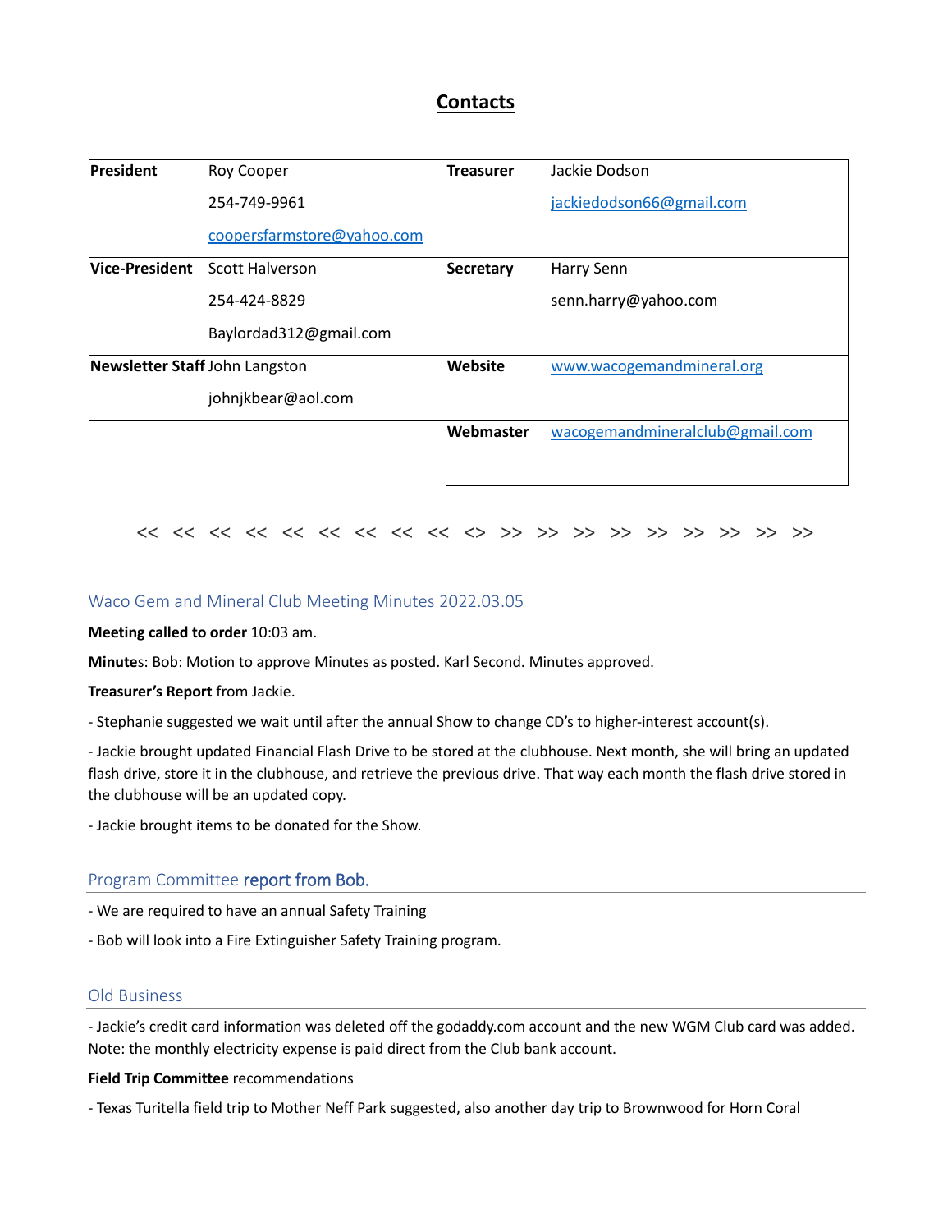# Contacts

| | | | |
|---|---|---|---|
| **President** | Roy Cooper<br>254-749-9961<br>coopersfarmstore@yahoo.com | **Treasurer** | Jackie Dodson<br>jackiedodson66@gmail.com |
| **Vice-President** | Scott Halverson<br>254-424-8829<br>Baylordad312@gmail.com | **Secretary** | Harry Senn<br>senn.harry@yahoo.com |
| **Newsletter Staff** | John Langston<br>johnjkbear@aol.com | **Website** | www.wacogemandmineral.org |
| | | **Webmaster** | wacogemandmineralclub@gmail.com |

<< << << << << << << << << <> >> >> >> >> >> >> >> >> >>

## Waco Gem and Mineral Club Meeting Minutes 2022.03.05

**Meeting called to order** 10:03 am.

**Minutes**: Bob: Motion to approve Minutes as posted. Karl Second. Minutes approved.

**Treasurer's Report** from Jackie.

- Stephanie suggested we wait until after the annual Show to change CD's to higher-interest account(s).
- Jackie brought updated Financial Flash Drive to be stored at the clubhouse. Next month, she will bring an updated flash drive, store it in the clubhouse, and retrieve the previous drive. That way each month the flash drive stored in the clubhouse will be an updated copy.
- Jackie brought items to be donated for the Show.

## Program Committee report from Bob.

- We are required to have an annual Safety Training
- Bob will look into a Fire Extinguisher Safety Training program.

## Old Business

- Jackie's credit card information was deleted off the godaddy.com account and the new WGM Club card was added. Note: the monthly electricity expense is paid direct from the Club bank account.

**Field Trip Committee** recommendations

- Texas Turitella field trip to Mother Neff Park suggested, also another day trip to Brownwood for Horn Coral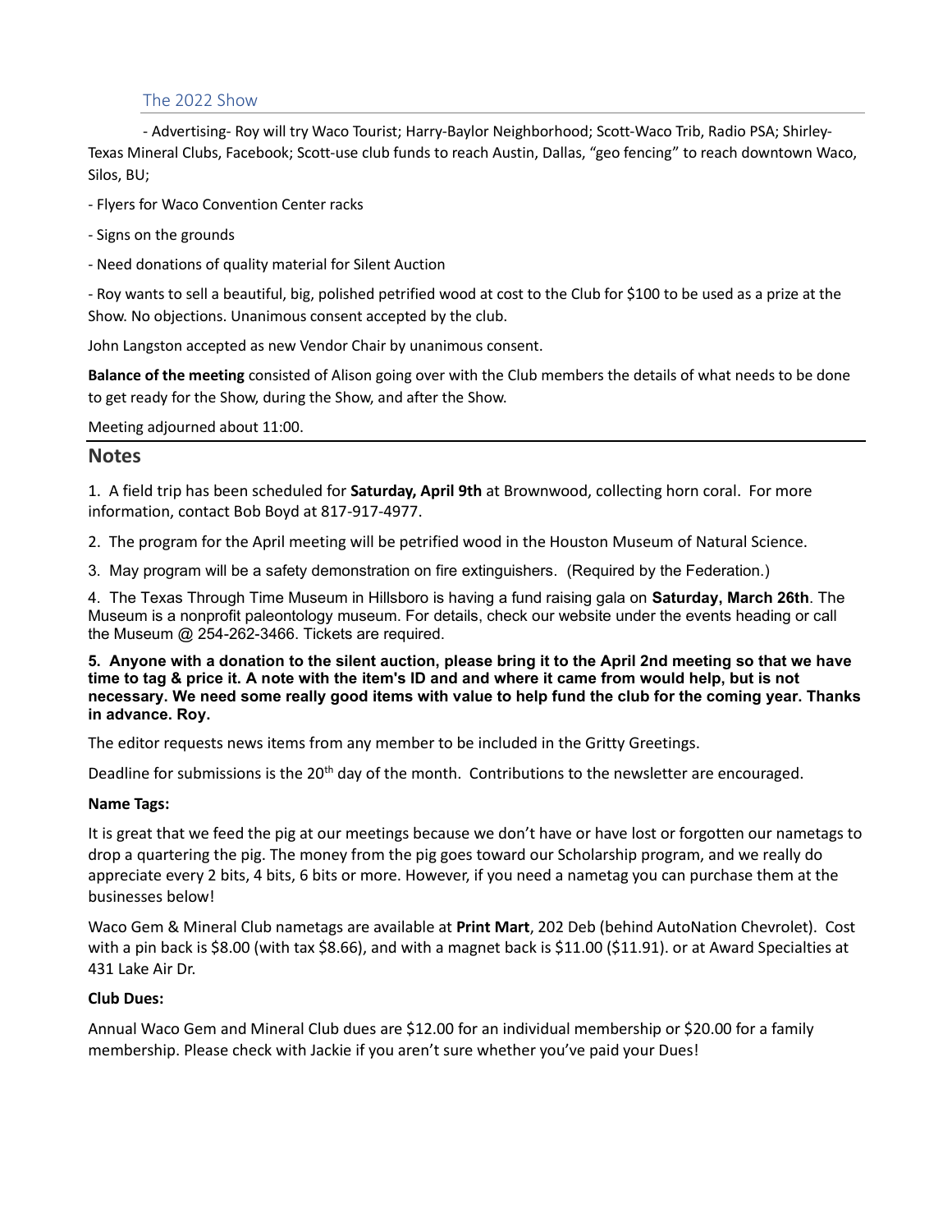## The 2022 Show

- Advertising- Roy will try Waco Tourist; Harry-Baylor Neighborhood; Scott-Waco Trib, Radio PSA; Shirley-Texas Mineral Clubs, Facebook; Scott-use club funds to reach Austin, Dallas, "geo fencing" to reach downtown Waco, Silos, BU;

- Flyers for Waco Convention Center racks

- Signs on the grounds

- Need donations of quality material for Silent Auction

- Roy wants to sell a beautiful, big, polished petrified wood at cost to the Club for $100 to be used as a prize at the Show. No objections. Unanimous consent accepted by the club.

John Langston accepted as new Vendor Chair by unanimous consent.

**Balance of the meeting** consisted of Alison going over with the Club members the details of what needs to be done to get ready for the Show, during the Show, and after the Show.

Meeting adjourned about 11:00.

## Notes

1. A field trip has been scheduled for **Saturday, April 9th** at Brownwood, collecting horn coral. For more information, contact Bob Boyd at 817-917-4977.

2. The program for the April meeting will be petrified wood in the Houston Museum of Natural Science.

3. May program will be a safety demonstration on fire extinguishers. (Required by the Federation.)

4. The Texas Through Time Museum in Hillsboro is having a fund raising gala on **Saturday, March 26th**. The Museum is a nonprofit paleontology museum. For details, check our website under the events heading or call the Museum @ 254-262-3466. Tickets are required.

**5. Anyone with a donation to the silent auction, please bring it to the April 2nd meeting so that we have time to tag & price it. A note with the item's ID and and where it came from would help, but is not necessary. We need some really good items with value to help fund the club for the coming year. Thanks in advance. Roy.**

The editor requests news items from any member to be included in the Gritty Greetings.

Deadline for submissions is the 20th day of the month. Contributions to the newsletter are encouraged.

**Name Tags:**

It is great that we feed the pig at our meetings because we don't have or have lost or forgotten our nametags to drop a quartering the pig. The money from the pig goes toward our Scholarship program, and we really do appreciate every 2 bits, 4 bits, 6 bits or more. However, if you need a nametag you can purchase them at the businesses below!

Waco Gem & Mineral Club nametags are available at **Print Mart**, 202 Deb (behind AutoNation Chevrolet). Cost with a pin back is $8.00 (with tax $8.66), and with a magnet back is $11.00 ($11.91). or at Award Specialties at 431 Lake Air Dr.

**Club Dues:**

Annual Waco Gem and Mineral Club dues are $12.00 for an individual membership or $20.00 for a family membership. Please check with Jackie if you aren't sure whether you've paid your Dues!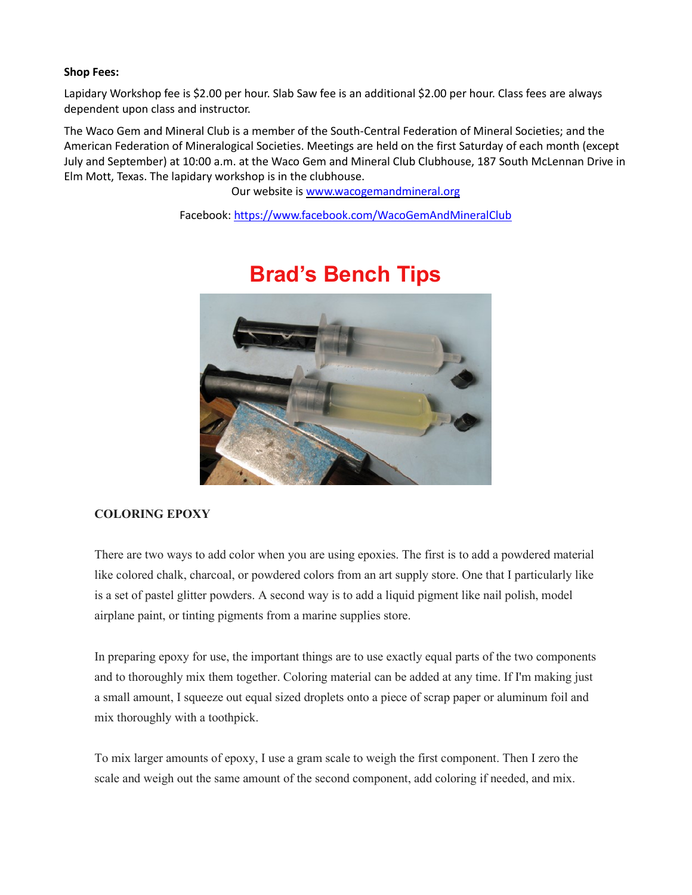**Shop Fees:**

Lapidary Workshop fee is $2.00 per hour. Slab Saw fee is an additional $2.00 per hour. Class fees are always dependent upon class and instructor.

The Waco Gem and Mineral Club is a member of the South-Central Federation of Mineral Societies; and the American Federation of Mineralogical Societies. Meetings are held on the first Saturday of each month (except July and September) at 10:00 a.m. at the Waco Gem and Mineral Club Clubhouse, 187 South McLennan Drive in Elm Mott, Texas. The lapidary workshop is in the clubhouse.

Our website is [www.wacogemandmineral.org](http://www.wacogemandmineral.org)

Facebook: [https://www.facebook.com/WacoGemAndMineralClub](https://www.facebook.com/WacoGemAndMineralClub)

# Brad's Bench Tips

## COLORING EPOXY

There are two ways to add color when you are using epoxies. The first is to add a powdered material like colored chalk, charcoal, or powdered colors from an art supply store. One that I particularly like is a set of pastel glitter powders. A second way is to add a liquid pigment like nail polish, model airplane paint, or tinting pigments from a marine supplies store.

In preparing epoxy for use, the important things are to use exactly equal parts of the two components and to thoroughly mix them together. Coloring material can be added at any time. If I'm making just a small amount, I squeeze out equal sized droplets onto a piece of scrap paper or aluminum foil and mix thoroughly with a toothpick.

To mix larger amounts of epoxy, I use a gram scale to weigh the first component. Then I zero the scale and weigh out the same amount of the second component, add coloring if needed, and mix.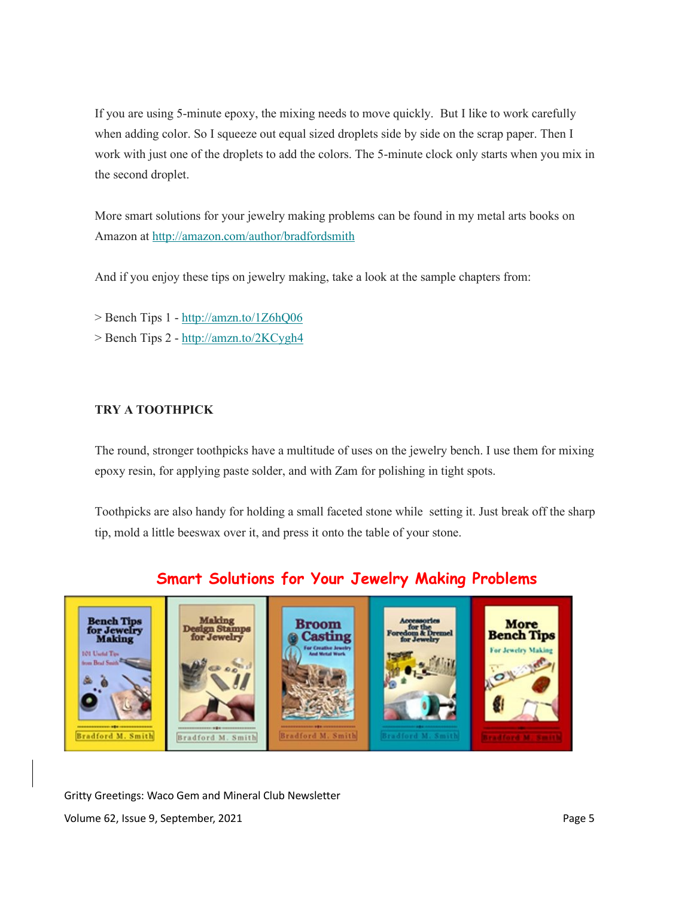If you are using 5-minute epoxy, the mixing needs to move quickly. But I like to work carefully when adding color. So I squeeze out equal sized droplets side by side on the scrap paper. Then I work with just one of the droplets to add the colors. The 5-minute clock only starts when you mix in the second droplet.

More smart solutions for your jewelry making problems can be found in my metal arts books on Amazon at http://amazon.com/author/bradfordsmith

And if you enjoy these tips on jewelry making, take a look at the sample chapters from:

> Bench Tips 1 - http://amzn.to/1Z6hQ06
> Bench Tips 2 - http://amzn.to/2KCygh4

**TRY A TOOTHPICK**

The round, stronger toothpicks have a multitude of uses on the jewelry bench. I use them for mixing epoxy resin, for applying paste solder, and with Zam for polishing in tight spots.

Toothpicks are also handy for holding a small faceted stone while setting it. Just break off the sharp tip, mold a little beeswax over it, and press it onto the table of your stone.

**Smart Solutions for Your Jewelry Making Problems**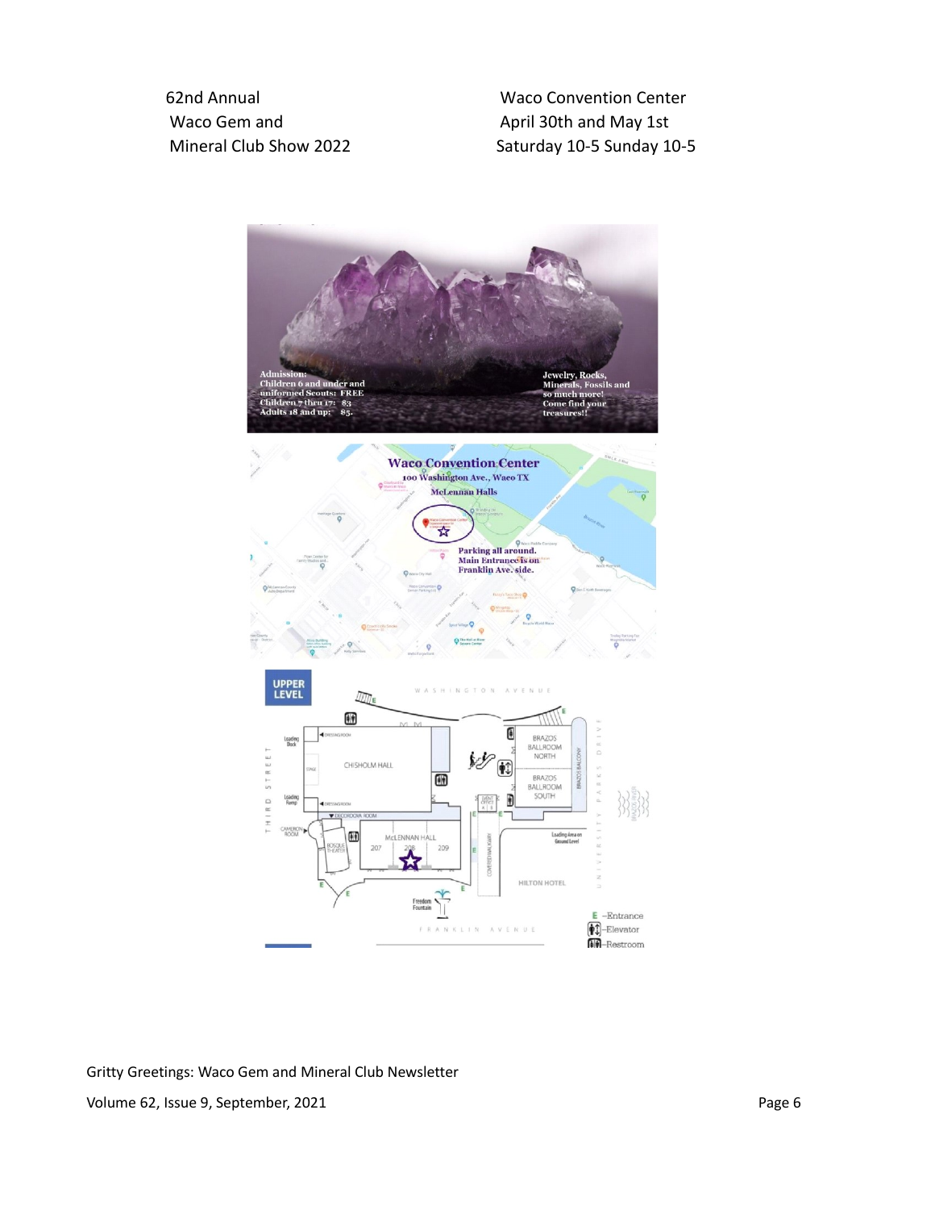62nd Annual
Waco Gem and
Mineral Club Show 2022

Waco Convention Center
April 30th and May 1st
Saturday 10-5 Sunday 10-5

Admission:
Children 6 and under and uniformed Scouts: FREE
Children 7 thru 17: $3
Adults 18 and up: $5.

Jewelry, Rocks, Minerals, Fossils and so much more!
Come find your treasures!!

Waco Convention Center
100 Washington Ave., Waco TX
McLennan Halls

Parking all around.
Main Entrance is on Franklin Ave. side.

UPPER LEVEL

WASHINGTON AVENUE

CHISHOLM HALL

BRAZOS BALLROOM NORTH

BRAZOS BALLROOM SOUTH

McLENNAN HALL

207 208 209

HILTON HOTEL

Freedom Fountain

FRANKLIN AVENUE

THIRD STREET

UNIVERSITY PARKS DRIVE

E –Entrance
–Elevator
–Restroom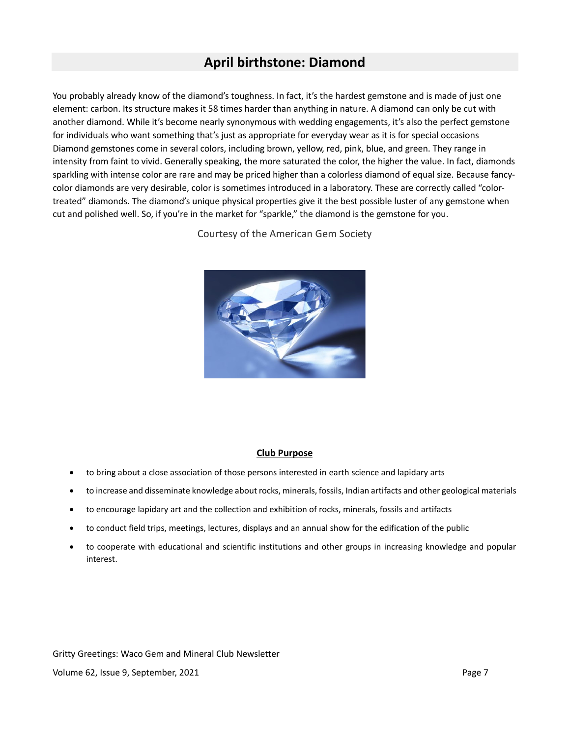## April birthstone: Diamond

You probably already know of the diamond's toughness. In fact, it's the hardest gemstone and is made of just one element: carbon. Its structure makes it 58 times harder than anything in nature. A diamond can only be cut with another diamond. While it's become nearly synonymous with wedding engagements, it's also the perfect gemstone for individuals who want something that's just as appropriate for everyday wear as it is for special occasions Diamond gemstones come in several colors, including brown, yellow, red, pink, blue, and green. They range in intensity from faint to vivid. Generally speaking, the more saturated the color, the higher the value. In fact, diamonds sparkling with intense color are rare and may be priced higher than a colorless diamond of equal size. Because fancy-color diamonds are very desirable, color is sometimes introduced in a laboratory. These are correctly called "color-treated" diamonds. The diamond's unique physical properties give it the best possible luster of any gemstone when cut and polished well. So, if you're in the market for "sparkle," the diamond is the gemstone for you.

Courtesy of the American Gem Society

**Club Purpose**

- to bring about a close association of those persons interested in earth science and lapidary arts
- to increase and disseminate knowledge about rocks, minerals, fossils, Indian artifacts and other geological materials
- to encourage lapidary art and the collection and exhibition of rocks, minerals, fossils and artifacts
- to conduct field trips, meetings, lectures, displays and an annual show for the edification of the public
- to cooperate with educational and scientific institutions and other groups in increasing knowledge and popular interest.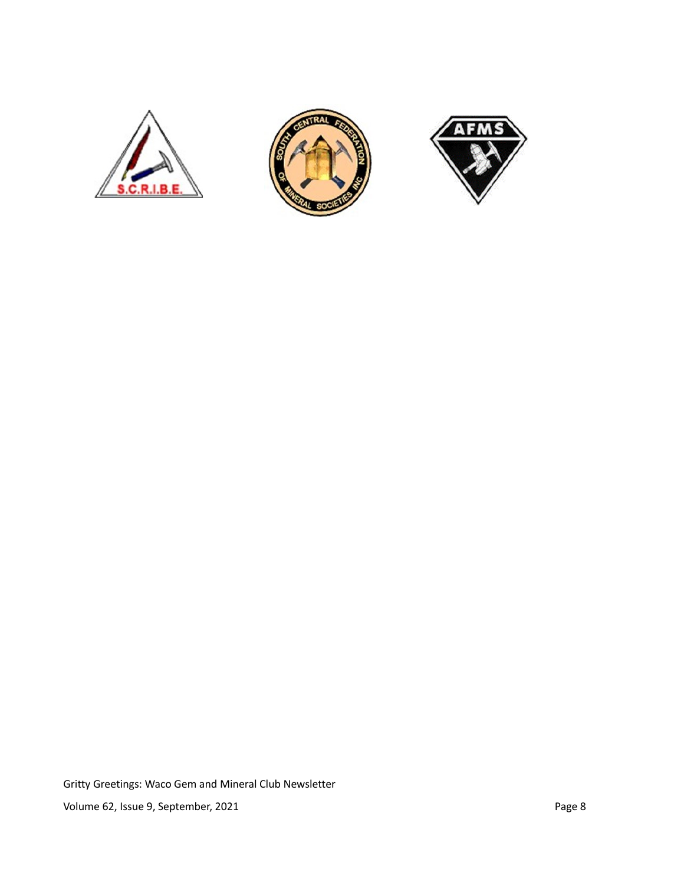S.C.R.I.B.E.

SOUTH CENTRAL FEDERATION OF MINERAL SOCIETIES INC

AFMS